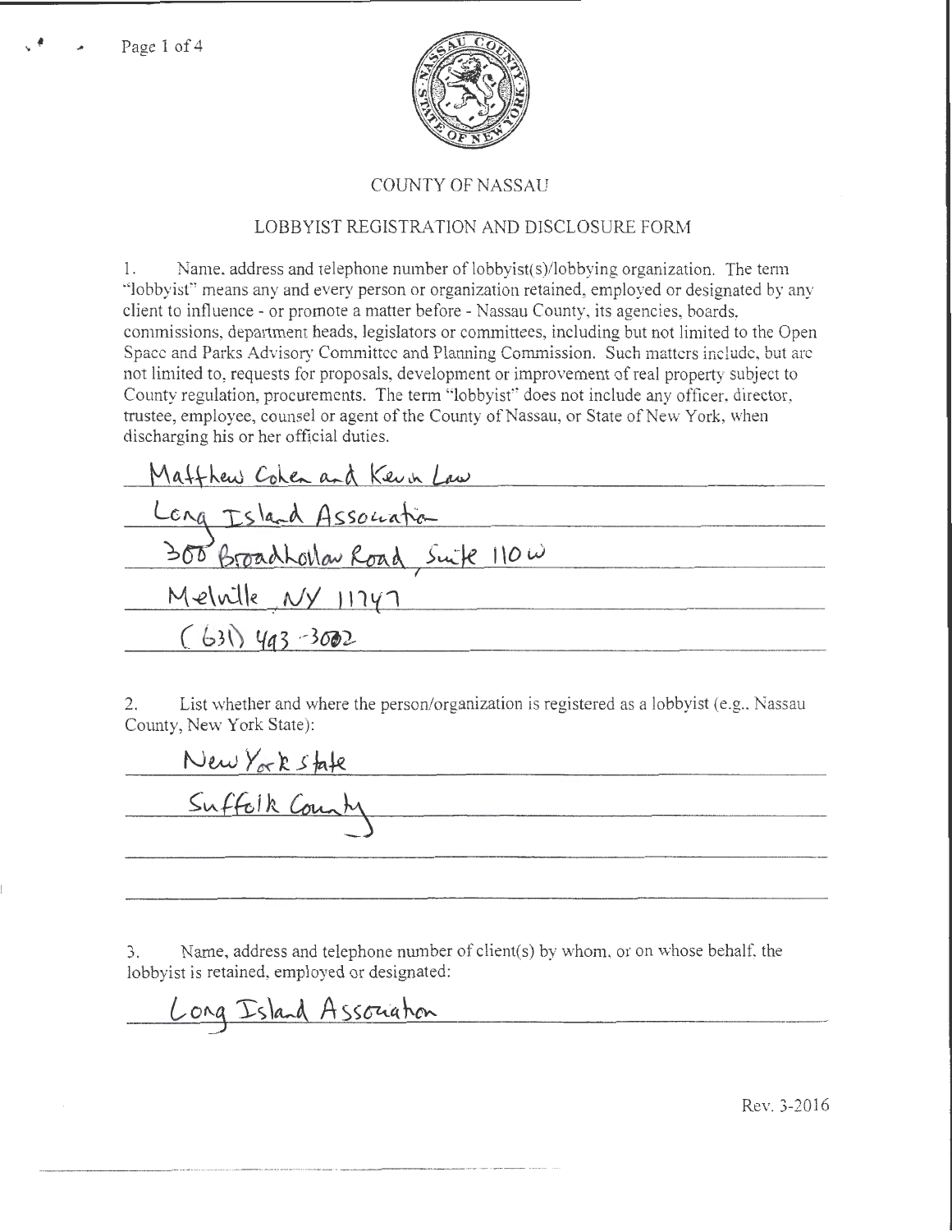COUNTY OF NASSAU

LOBBYIST REGISTRATION AND DISCLOSURE FORM

1. Name, address and telephone number of lobbyist(s)/lobbying organization. The term "lobbyist" means any and every person or organization retained, employed or designated by any client to influence - or promote a matter before - Nassau County, its agencies, boards, commissions, department heads, legislators or committees, including but not limited to the Open Space and Parks Advisory Committee and Planning Commission. Such matters include, but are not limited to, requests for proposals, development or improvement of real property subject to County regulation, procurements. The term "lobbyist" does not include any officer, director, trustee, employee, counsel or agent of the County of Nassau, or State of New York, when discharging his or her official duties.

Matthew Cohen and Kevin Law
Long Island Association
300 Broadhollow Road, Suite 110W
Melville, NY 11747
(631) 493-3002

2. List whether and where the person/organization is registered as a lobbyist (e.g., Nassau County, New York State):

New York State
Suffolk County

3. Name, address and telephone number of client(s) by whom, or on whose behalf, the lobbyist is retained, employed or designated:

Long Island Association

Rev. 3-2016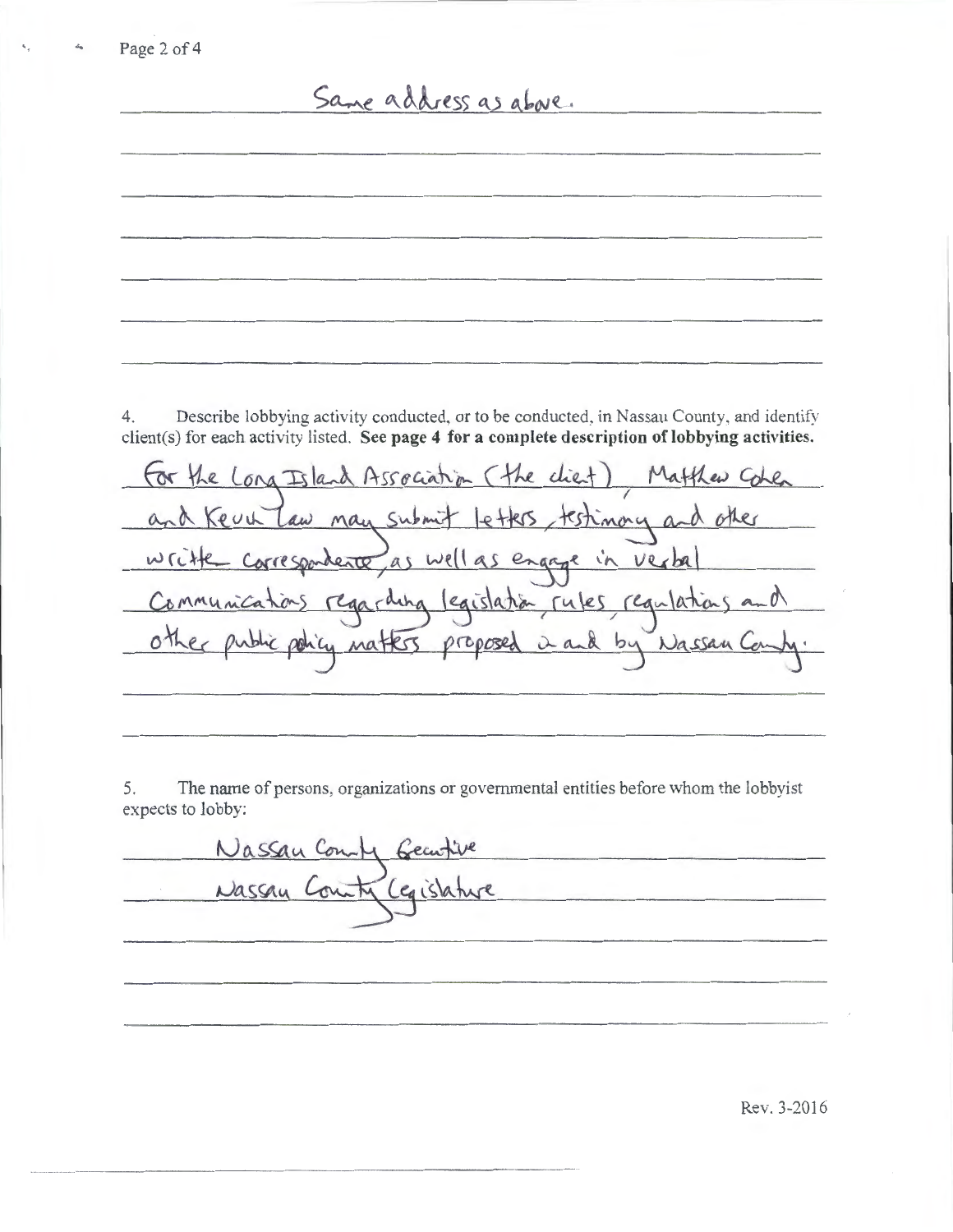Same address as above.

4. Describe lobbying activity conducted, or to be conducted, in Nassau County, and identify client(s) for each activity listed. **See page 4 for a complete description of lobbying activities.**

For the Long Island Association (the client), Matthew Cohen and Kevin Law may submit letters, testimony and other written correspondence, as well as engage in verbal communications regarding legislation, rules, regulations and other public policy matters proposed in and by Nassau County.

5. The name of persons, organizations or governmental entities before whom the lobbyist expects to lobby:

Nassau County Executive
Nassau County Legislature

Rev. 3-2016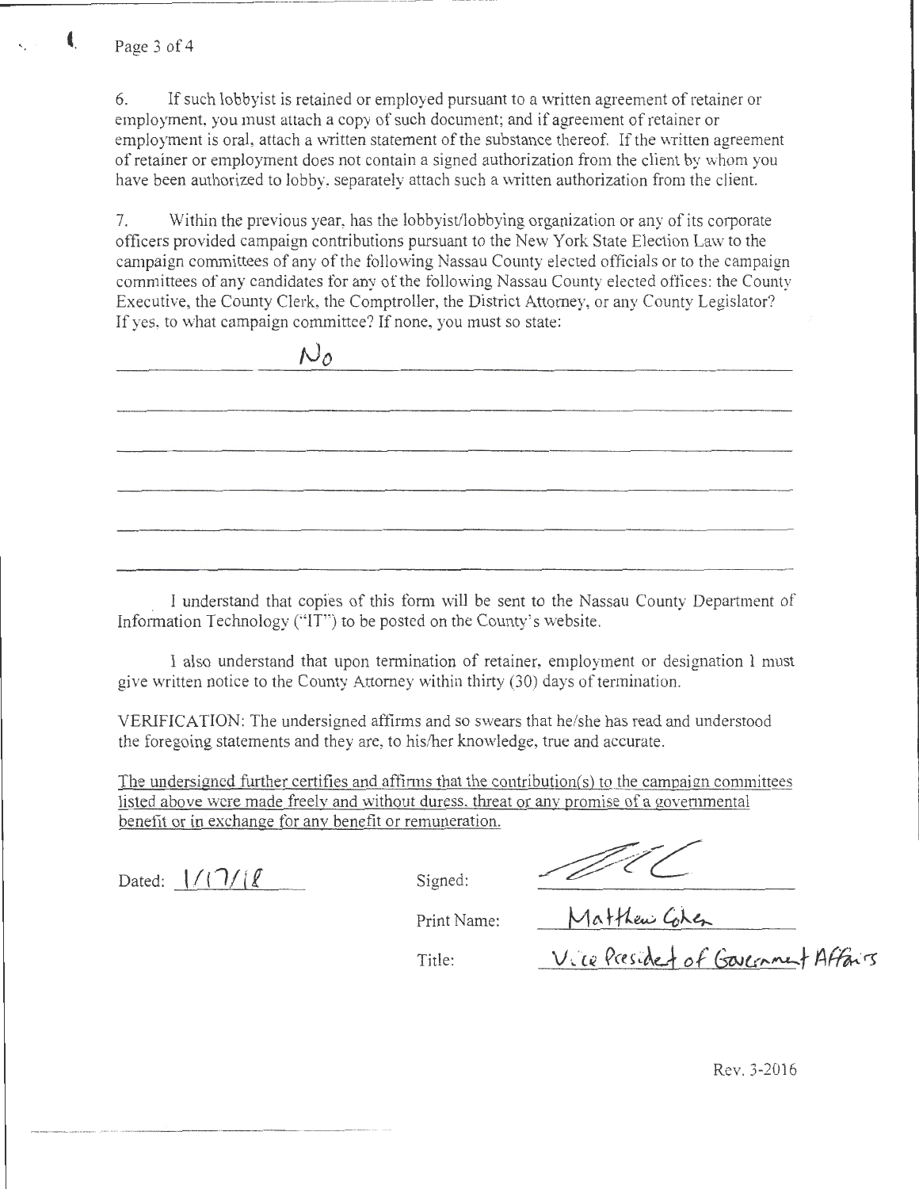6. If such lobbyist is retained or employed pursuant to a written agreement of retainer or employment, you must attach a copy of such document; and if agreement of retainer or employment is oral, attach a written statement of the substance thereof. If the written agreement of retainer or employment does not contain a signed authorization from the client by whom you have been authorized to lobby, separately attach such a written authorization from the client.

7. Within the previous year, has the lobbyist/lobbying organization or any of its corporate officers provided campaign contributions pursuant to the New York State Election Law to the campaign committees of any of the following Nassau County elected officials or to the campaign committees of any candidates for any of the following Nassau County elected offices: the County Executive, the County Clerk, the Comptroller, the District Attorney, or any County Legislator? If yes, to what campaign committee? If none, you must so state:

No

I understand that copies of this form will be sent to the Nassau County Department of Information Technology ("IT") to be posted on the County's website.

I also understand that upon termination of retainer, employment or designation I must give written notice to the County Attorney within thirty (30) days of termination.

VERIFICATION: The undersigned affirms and so swears that he/she has read and understood the foregoing statements and they are, to his/her knowledge, true and accurate.

The undersigned further certifies and affirms that the contribution(s) to the campaign committees listed above were made freely and without duress, threat or any promise of a governmental benefit or in exchange for any benefit or remuneration.

Dated: 1/17/18

Signed: [signature]

Print Name: Matthew Cohen

Title: Vice President of Government Affairs

Rev. 3-2016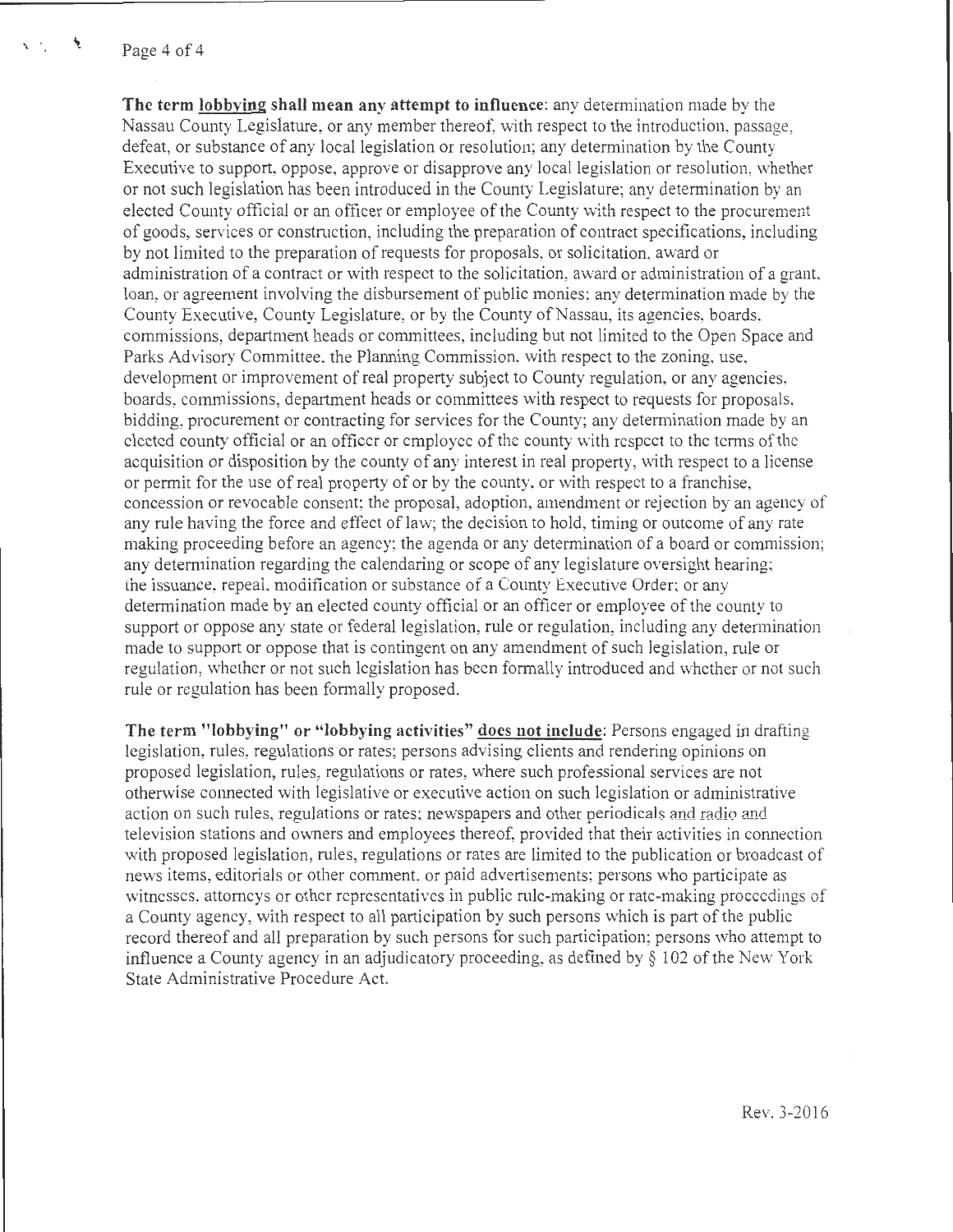**The term lobbying shall mean any attempt to influence**: any determination made by the Nassau County Legislature, or any member thereof, with respect to the introduction, passage, defeat, or substance of any local legislation or resolution; any determination by the County Executive to support, oppose, approve or disapprove any local legislation or resolution, whether or not such legislation has been introduced in the County Legislature; any determination by an elected County official or an officer or employee of the County with respect to the procurement of goods, services or construction, including the preparation of contract specifications, including by not limited to the preparation of requests for proposals, or solicitation, award or administration of a contract or with respect to the solicitation, award or administration of a grant, loan, or agreement involving the disbursement of public monies; any determination made by the County Executive, County Legislature, or by the County of Nassau, its agencies, boards, commissions, department heads or committees, including but not limited to the Open Space and Parks Advisory Committee, the Planning Commission, with respect to the zoning, use, development or improvement of real property subject to County regulation, or any agencies, boards, commissions, department heads or committees with respect to requests for proposals, bidding, procurement or contracting for services for the County; any determination made by an elected county official or an officer or employee of the county with respect to the terms of the acquisition or disposition by the county of any interest in real property, with respect to a license or permit for the use of real property of or by the county, or with respect to a franchise, concession or revocable consent; the proposal, adoption, amendment or rejection by an agency of any rule having the force and effect of law; the decision to hold, timing or outcome of any rate making proceeding before an agency; the agenda or any determination of a board or commission; any determination regarding the calendaring or scope of any legislature oversight hearing; the issuance, repeal, modification or substance of a County Executive Order; or any determination made by an elected county official or an officer or employee of the county to support or oppose any state or federal legislation, rule or regulation, including any determination made to support or oppose that is contingent on any amendment of such legislation, rule or regulation, whether or not such legislation has been formally introduced and whether or not such rule or regulation has been formally proposed.

**The term "lobbying" or "lobbying activities" does not include**: Persons engaged in drafting legislation, rules, regulations or rates; persons advising clients and rendering opinions on proposed legislation, rules, regulations or rates, where such professional services are not otherwise connected with legislative or executive action on such legislation or administrative action on such rules, regulations or rates; newspapers and other periodicals and radio and television stations and owners and employees thereof, provided that their activities in connection with proposed legislation, rules, regulations or rates are limited to the publication or broadcast of news items, editorials or other comment, or paid advertisements; persons who participate as witnesses, attorneys or other representatives in public rule-making or rate-making proceedings of a County agency, with respect to all participation by such persons which is part of the public record thereof and all preparation by such persons for such participation; persons who attempt to influence a County agency in an adjudicatory proceeding, as defined by § 102 of the New York State Administrative Procedure Act.

Rev. 3-2016